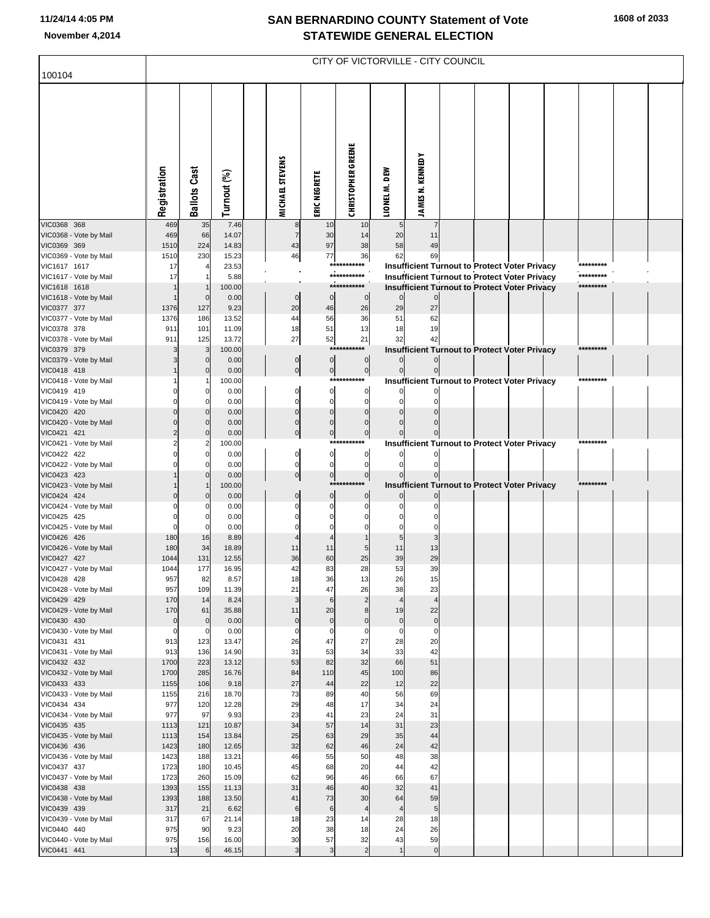# SAN BERNARDINO COUNTY Statement of Vote
## STATEWIDE GENERAL ELECTION

November 4,2014

100104

CITY OF VICTORVILLE - CITY COUNCIL

| | Registration | Ballots Cast | Turnout (%) | MICHAEL STEVENS | ERIC NEGRETE | CHRISTOPHER GREENE | LIONEL M. DEW | JAMES N. KENNEDY |
|---|---|---|---|---|---|---|---|---|
| VIC0368 368 | 469 | 35 | 7.46 | 8 | 10 | 10 | 5 | 7 |
| VIC0368 - Vote by Mail | 469 | 66 | 14.07 | 7 | 30 | 14 | 20 | 11 |
| VIC0369 369 | 1510 | 224 | 14.83 | 43 | 97 | 38 | 58 | 49 |
| VIC0369 - Vote by Mail | 1510 | 230 | 15.23 | 46 | 77 | 36 | 62 | 69 |
| VIC1617 1617 | 17 | 4 | 23.53 | | | *********** Insufficient Turnout to Protect Voter Privacy ********* | | |
| VIC1617 - Vote by Mail | 17 | 1 | 5.88 | | | *********** Insufficient Turnout to Protect Voter Privacy ********* | | |
| VIC1618 1618 | 1 | 1 | 100.00 | | | *********** Insufficient Turnout to Protect Voter Privacy ********* | | |
| VIC1618 - Vote by Mail | 1 | 0 | 0.00 | 0 | 0 | 0 | 0 | 0 |
| VIC0377 377 | 1376 | 127 | 9.23 | 20 | 46 | 26 | 29 | 27 |
| VIC0377 - Vote by Mail | 1376 | 186 | 13.52 | 44 | 56 | 36 | 51 | 62 |
| VIC0378 378 | 911 | 101 | 11.09 | 18 | 51 | 13 | 18 | 19 |
| VIC0378 - Vote by Mail | 911 | 125 | 13.72 | 27 | 52 | 21 | 32 | 42 |
| VIC0379 379 | 3 | 3 | 100.00 | | | *********** Insufficient Turnout to Protect Voter Privacy ********* | | |
| VIC0379 - Vote by Mail | 3 | 0 | 0.00 | 0 | 0 | 0 | 0 | 0 |
| VIC0418 418 | 1 | 0 | 0.00 | 0 | 0 | 0 | 0 | 0 |
| VIC0418 - Vote by Mail | 1 | 1 | 100.00 | | | *********** Insufficient Turnout to Protect Voter Privacy ********* | | |
| VIC0419 419 | 0 | 0 | 0.00 | 0 | 0 | 0 | 0 | 0 |
| VIC0419 - Vote by Mail | 0 | 0 | 0.00 | 0 | 0 | 0 | 0 | 0 |
| VIC0420 420 | 0 | 0 | 0.00 | 0 | 0 | 0 | 0 | 0 |
| VIC0420 - Vote by Mail | 0 | 0 | 0.00 | 0 | 0 | 0 | 0 | 0 |
| VIC0421 421 | 2 | 0 | 0.00 | 0 | 0 | 0 | 0 | 0 |
| VIC0421 - Vote by Mail | 2 | 2 | 100.00 | | | *********** Insufficient Turnout to Protect Voter Privacy ********* | | |
| VIC0422 422 | 0 | 0 | 0.00 | 0 | 0 | 0 | 0 | 0 |
| VIC0422 - Vote by Mail | 0 | 0 | 0.00 | 0 | 0 | 0 | 0 | 0 |
| VIC0423 423 | 1 | 0 | 0.00 | 0 | 0 | 0 | 0 | 0 |
| VIC0423 - Vote by Mail | 1 | 1 | 100.00 | | | *********** Insufficient Turnout to Protect Voter Privacy ********* | | |
| VIC0424 424 | 0 | 0 | 0.00 | 0 | 0 | 0 | 0 | 0 |
| VIC0424 - Vote by Mail | 0 | 0 | 0.00 | 0 | 0 | 0 | 0 | 0 |
| VIC0425 425 | 0 | 0 | 0.00 | 0 | 0 | 0 | 0 | 0 |
| VIC0425 - Vote by Mail | 0 | 0 | 0.00 | 0 | 0 | 0 | 0 | 0 |
| VIC0426 426 | 180 | 16 | 8.89 | 4 | 4 | 1 | 5 | 3 |
| VIC0426 - Vote by Mail | 180 | 34 | 18.89 | 11 | 11 | 5 | 11 | 13 |
| VIC0427 427 | 1044 | 131 | 12.55 | 36 | 60 | 25 | 39 | 29 |
| VIC0427 - Vote by Mail | 1044 | 177 | 16.95 | 42 | 83 | 28 | 53 | 39 |
| VIC0428 428 | 957 | 82 | 8.57 | 18 | 36 | 13 | 26 | 15 |
| VIC0428 - Vote by Mail | 957 | 109 | 11.39 | 21 | 47 | 26 | 38 | 23 |
| VIC0429 429 | 170 | 14 | 8.24 | 3 | 6 | 2 | 4 | 4 |
| VIC0429 - Vote by Mail | 170 | 61 | 35.88 | 11 | 20 | 8 | 19 | 22 |
| VIC0430 430 | 0 | 0 | 0.00 | 0 | 0 | 0 | 0 | 0 |
| VIC0430 - Vote by Mail | 0 | 0 | 0.00 | 0 | 0 | 0 | 0 | 0 |
| VIC0431 431 | 913 | 123 | 13.47 | 26 | 47 | 27 | 28 | 20 |
| VIC0431 - Vote by Mail | 913 | 136 | 14.90 | 31 | 53 | 34 | 33 | 42 |
| VIC0432 432 | 1700 | 223 | 13.12 | 53 | 82 | 32 | 66 | 51 |
| VIC0432 - Vote by Mail | 1700 | 285 | 16.76 | 84 | 110 | 45 | 100 | 86 |
| VIC0433 433 | 1155 | 106 | 9.18 | 27 | 44 | 22 | 12 | 22 |
| VIC0433 - Vote by Mail | 1155 | 216 | 18.70 | 73 | 89 | 40 | 56 | 69 |
| VIC0434 434 | 977 | 120 | 12.28 | 29 | 48 | 17 | 34 | 24 |
| VIC0434 - Vote by Mail | 977 | 97 | 9.93 | 23 | 41 | 23 | 24 | 31 |
| VIC0435 435 | 1113 | 121 | 10.87 | 34 | 57 | 14 | 31 | 23 |
| VIC0435 - Vote by Mail | 1113 | 154 | 13.84 | 25 | 63 | 29 | 35 | 44 |
| VIC0436 436 | 1423 | 180 | 12.65 | 32 | 62 | 46 | 24 | 42 |
| VIC0436 - Vote by Mail | 1423 | 188 | 13.21 | 46 | 55 | 50 | 48 | 38 |
| VIC0437 437 | 1723 | 180 | 10.45 | 45 | 68 | 20 | 44 | 42 |
| VIC0437 - Vote by Mail | 1723 | 260 | 15.09 | 62 | 96 | 46 | 66 | 67 |
| VIC0438 438 | 1393 | 155 | 11.13 | 31 | 46 | 40 | 32 | 41 |
| VIC0438 - Vote by Mail | 1393 | 188 | 13.50 | 41 | 73 | 30 | 64 | 59 |
| VIC0439 439 | 317 | 21 | 6.62 | 6 | 6 | 4 | 4 | 5 |
| VIC0439 - Vote by Mail | 317 | 67 | 21.14 | 18 | 23 | 14 | 28 | 18 |
| VIC0440 440 | 975 | 90 | 9.23 | 20 | 38 | 18 | 24 | 26 |
| VIC0440 - Vote by Mail | 975 | 156 | 16.00 | 30 | 57 | 32 | 43 | 59 |
| VIC0441 441 | 13 | 6 | 46.15 | 3 | 3 | 2 | 1 | 0 |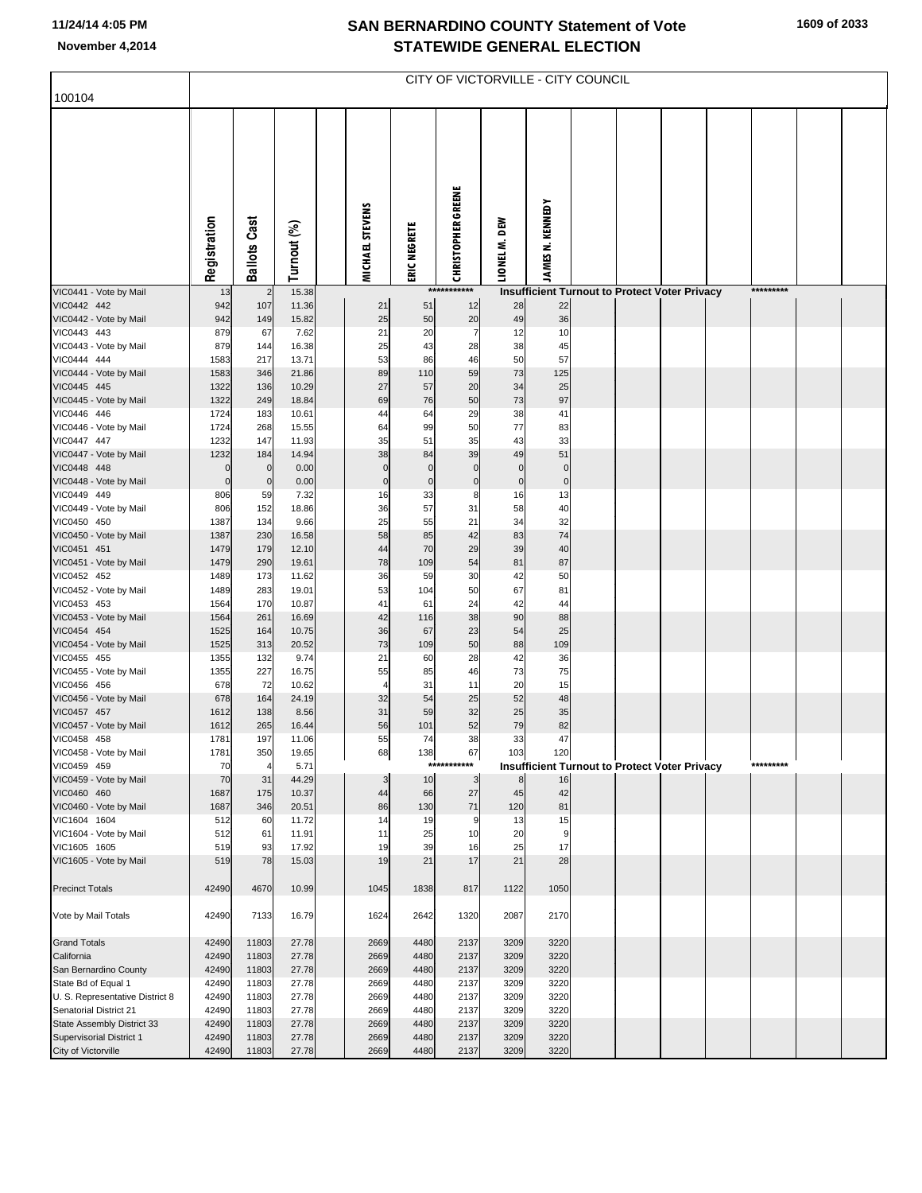# SAN BERNARDINO COUNTY Statement of Vote
## STATEWIDE GENERAL ELECTION

11/24/14 4:05 PM
November 4,2014

### CITY OF VICTORVILLE - CITY COUNCIL

100104

| | Registration | Ballots Cast | Turnout (%) | MICHAEL STEVENS | ERIC NEGRETE | CHRISTOPHER GREENE | LIONEL M. DEW | JAMES N. KENNEDY |
|---|---|---|---|---|---|---|---|---|
| VIC0441 - Vote by Mail | 13 | 2 | 15.38 | | | *********** Insufficient Turnout to Protect Voter Privacy ********* | | |
| VIC0442 442 | 942 | 107 | 11.36 | 21 | 51 | 12 | 28 | 22 |
| VIC0442 - Vote by Mail | 942 | 149 | 15.82 | 25 | 50 | 20 | 49 | 36 |
| VIC0443 443 | 879 | 67 | 7.62 | 21 | 20 | 7 | 12 | 10 |
| VIC0443 - Vote by Mail | 879 | 144 | 16.38 | 25 | 43 | 28 | 38 | 45 |
| VIC0444 444 | 1583 | 217 | 13.71 | 53 | 86 | 46 | 50 | 57 |
| VIC0444 - Vote by Mail | 1583 | 346 | 21.86 | 89 | 110 | 59 | 73 | 125 |
| VIC0445 445 | 1322 | 136 | 10.29 | 27 | 57 | 20 | 34 | 25 |
| VIC0445 - Vote by Mail | 1322 | 249 | 18.84 | 69 | 76 | 50 | 73 | 97 |
| VIC0446 446 | 1724 | 183 | 10.61 | 44 | 64 | 29 | 38 | 41 |
| VIC0446 - Vote by Mail | 1724 | 268 | 15.55 | 64 | 99 | 50 | 77 | 83 |
| VIC0447 447 | 1232 | 147 | 11.93 | 35 | 51 | 35 | 43 | 33 |
| VIC0447 - Vote by Mail | 1232 | 184 | 14.94 | 38 | 84 | 39 | 49 | 51 |
| VIC0448 448 | 0 | 0 | 0.00 | 0 | 0 | 0 | 0 | 0 |
| VIC0448 - Vote by Mail | 0 | 0 | 0.00 | 0 | 0 | 0 | 0 | 0 |
| VIC0449 449 | 806 | 59 | 7.32 | 16 | 33 | 8 | 16 | 13 |
| VIC0449 - Vote by Mail | 806 | 152 | 18.86 | 36 | 57 | 31 | 58 | 40 |
| VIC0450 450 | 1387 | 134 | 9.66 | 25 | 55 | 21 | 34 | 32 |
| VIC0450 - Vote by Mail | 1387 | 230 | 16.58 | 58 | 85 | 42 | 83 | 74 |
| VIC0451 451 | 1479 | 179 | 12.10 | 44 | 70 | 29 | 39 | 40 |
| VIC0451 - Vote by Mail | 1479 | 290 | 19.61 | 78 | 109 | 54 | 81 | 87 |
| VIC0452 452 | 1489 | 173 | 11.62 | 36 | 59 | 30 | 42 | 50 |
| VIC0452 - Vote by Mail | 1489 | 283 | 19.01 | 53 | 104 | 50 | 67 | 81 |
| VIC0453 453 | 1564 | 170 | 10.87 | 41 | 61 | 24 | 42 | 44 |
| VIC0453 - Vote by Mail | 1564 | 261 | 16.69 | 42 | 116 | 38 | 90 | 88 |
| VIC0454 454 | 1525 | 164 | 10.75 | 36 | 67 | 23 | 54 | 25 |
| VIC0454 - Vote by Mail | 1525 | 313 | 20.52 | 73 | 109 | 50 | 88 | 109 |
| VIC0455 455 | 1355 | 132 | 9.74 | 21 | 60 | 28 | 42 | 36 |
| VIC0455 - Vote by Mail | 1355 | 227 | 16.75 | 55 | 85 | 46 | 73 | 75 |
| VIC0456 456 | 678 | 72 | 10.62 | 4 | 31 | 11 | 20 | 15 |
| VIC0456 - Vote by Mail | 678 | 164 | 24.19 | 32 | 54 | 25 | 52 | 48 |
| VIC0457 457 | 1612 | 138 | 8.56 | 31 | 59 | 32 | 25 | 35 |
| VIC0457 - Vote by Mail | 1612 | 265 | 16.44 | 56 | 101 | 52 | 79 | 82 |
| VIC0458 458 | 1781 | 197 | 11.06 | 55 | 74 | 38 | 33 | 47 |
| VIC0458 - Vote by Mail | 1781 | 350 | 19.65 | 68 | 138 | 67 | 103 | 120 |
| VIC0459 459 | 70 | 4 | 5.71 | | | *********** Insufficient Turnout to Protect Voter Privacy ********* | | |
| VIC0459 - Vote by Mail | 70 | 31 | 44.29 | 3 | 10 | 3 | 8 | 16 |
| VIC0460 460 | 1687 | 175 | 10.37 | 44 | 66 | 27 | 45 | 42 |
| VIC0460 - Vote by Mail | 1687 | 346 | 20.51 | 86 | 130 | 71 | 120 | 81 |
| VIC1604 1604 | 512 | 60 | 11.72 | 14 | 19 | 9 | 13 | 15 |
| VIC1604 - Vote by Mail | 512 | 61 | 11.91 | 11 | 25 | 10 | 20 | 9 |
| VIC1605 1605 | 519 | 93 | 17.92 | 19 | 39 | 16 | 25 | 17 |
| VIC1605 - Vote by Mail | 519 | 78 | 15.03 | 19 | 21 | 17 | 21 | 28 |
| Precinct Totals | 42490 | 4670 | 10.99 | 1045 | 1838 | 817 | 1122 | 1050 |
| Vote by Mail Totals | 42490 | 7133 | 16.79 | 1624 | 2642 | 1320 | 2087 | 2170 |
| Grand Totals | 42490 | 11803 | 27.78 | 2669 | 4480 | 2137 | 3209 | 3220 |
| California | 42490 | 11803 | 27.78 | 2669 | 4480 | 2137 | 3209 | 3220 |
| San Bernardino County | 42490 | 11803 | 27.78 | 2669 | 4480 | 2137 | 3209 | 3220 |
| State Bd of Equal 1 | 42490 | 11803 | 27.78 | 2669 | 4480 | 2137 | 3209 | 3220 |
| U. S. Representative District 8 | 42490 | 11803 | 27.78 | 2669 | 4480 | 2137 | 3209 | 3220 |
| Senatorial District 21 | 42490 | 11803 | 27.78 | 2669 | 4480 | 2137 | 3209 | 3220 |
| State Assembly District 33 | 42490 | 11803 | 27.78 | 2669 | 4480 | 2137 | 3209 | 3220 |
| Supervisorial District 1 | 42490 | 11803 | 27.78 | 2669 | 4480 | 2137 | 3209 | 3220 |
| City of Victorville | 42490 | 11803 | 27.78 | 2669 | 4480 | 2137 | 3209 | 3220 |